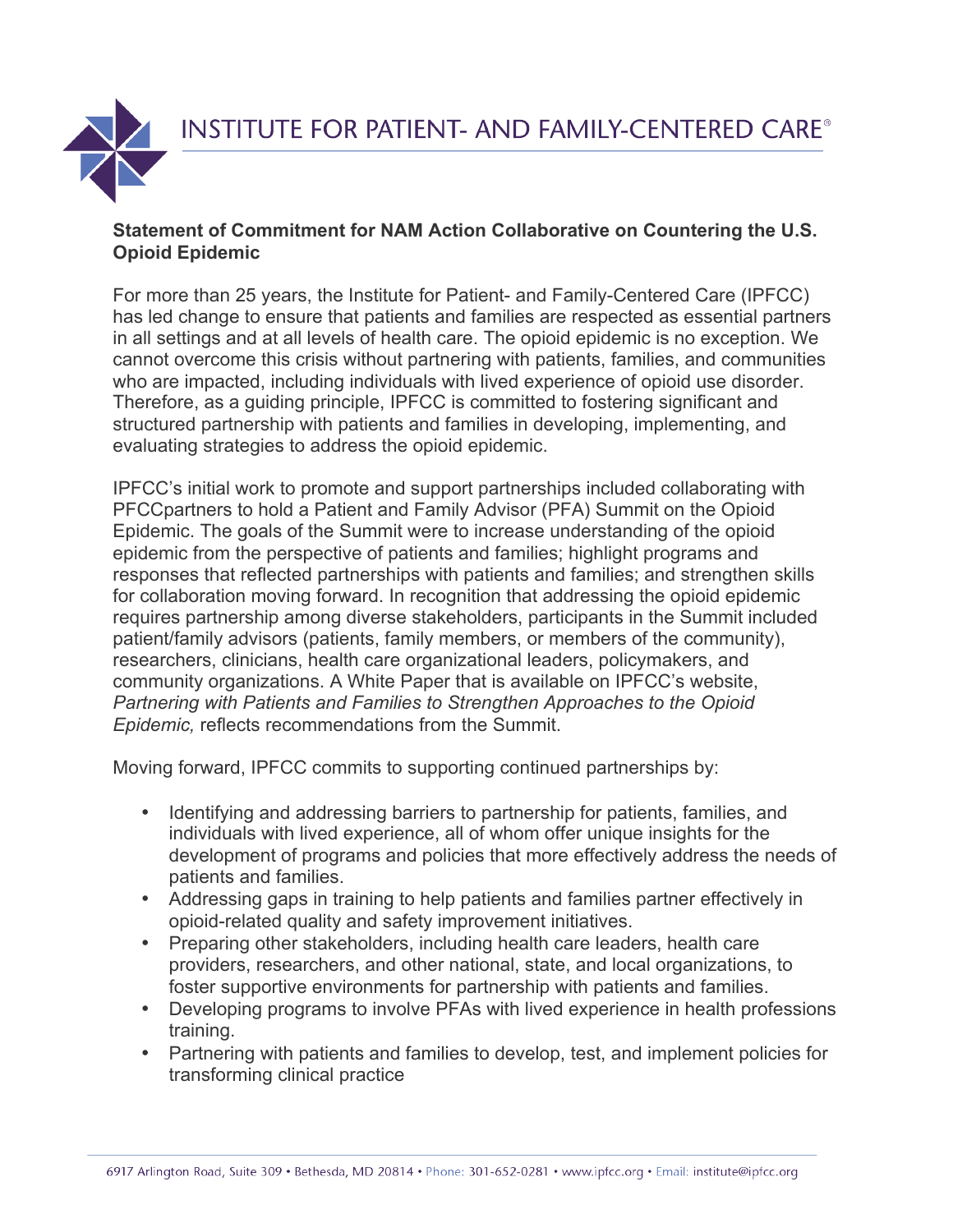# INSTITUTE FOR PATIENT- AND FAMILY-CENTERED CARE®

**Statement of Commitment for NAM Action Collaborative on Countering the U.S. Opioid Epidemic**

For more than 25 years, the Institute for Patient- and Family-Centered Care (IPFCC) has led change to ensure that patients and families are respected as essential partners in all settings and at all levels of health care. The opioid epidemic is no exception. We cannot overcome this crisis without partnering with patients, families, and communities who are impacted, including individuals with lived experience of opioid use disorder. Therefore, as a guiding principle, IPFCC is committed to fostering significant and structured partnership with patients and families in developing, implementing, and evaluating strategies to address the opioid epidemic.

IPFCC's initial work to promote and support partnerships included collaborating with PFCCpartners to hold a Patient and Family Advisor (PFA) Summit on the Opioid Epidemic. The goals of the Summit were to increase understanding of the opioid epidemic from the perspective of patients and families; highlight programs and responses that reflected partnerships with patients and families; and strengthen skills for collaboration moving forward. In recognition that addressing the opioid epidemic requires partnership among diverse stakeholders, participants in the Summit included patient/family advisors (patients, family members, or members of the community), researchers, clinicians, health care organizational leaders, policymakers, and community organizations. A White Paper that is available on IPFCC's website, *Partnering with Patients and Families to Strengthen Approaches to the Opioid Epidemic,* reflects recommendations from the Summit.

Moving forward, IPFCC commits to supporting continued partnerships by:

- Identifying and addressing barriers to partnership for patients, families, and individuals with lived experience, all of whom offer unique insights for the development of programs and policies that more effectively address the needs of patients and families.
- Addressing gaps in training to help patients and families partner effectively in opioid-related quality and safety improvement initiatives.
- Preparing other stakeholders, including health care leaders, health care providers, researchers, and other national, state, and local organizations, to foster supportive environments for partnership with patients and families.
- Developing programs to involve PFAs with lived experience in health professions training.
- Partnering with patients and families to develop, test, and implement policies for transforming clinical practice

6917 Arlington Road, Suite 309 • Bethesda, MD 20814 • Phone: 301-652-0281 • www.ipfcc.org • Email: institute@ipfcc.org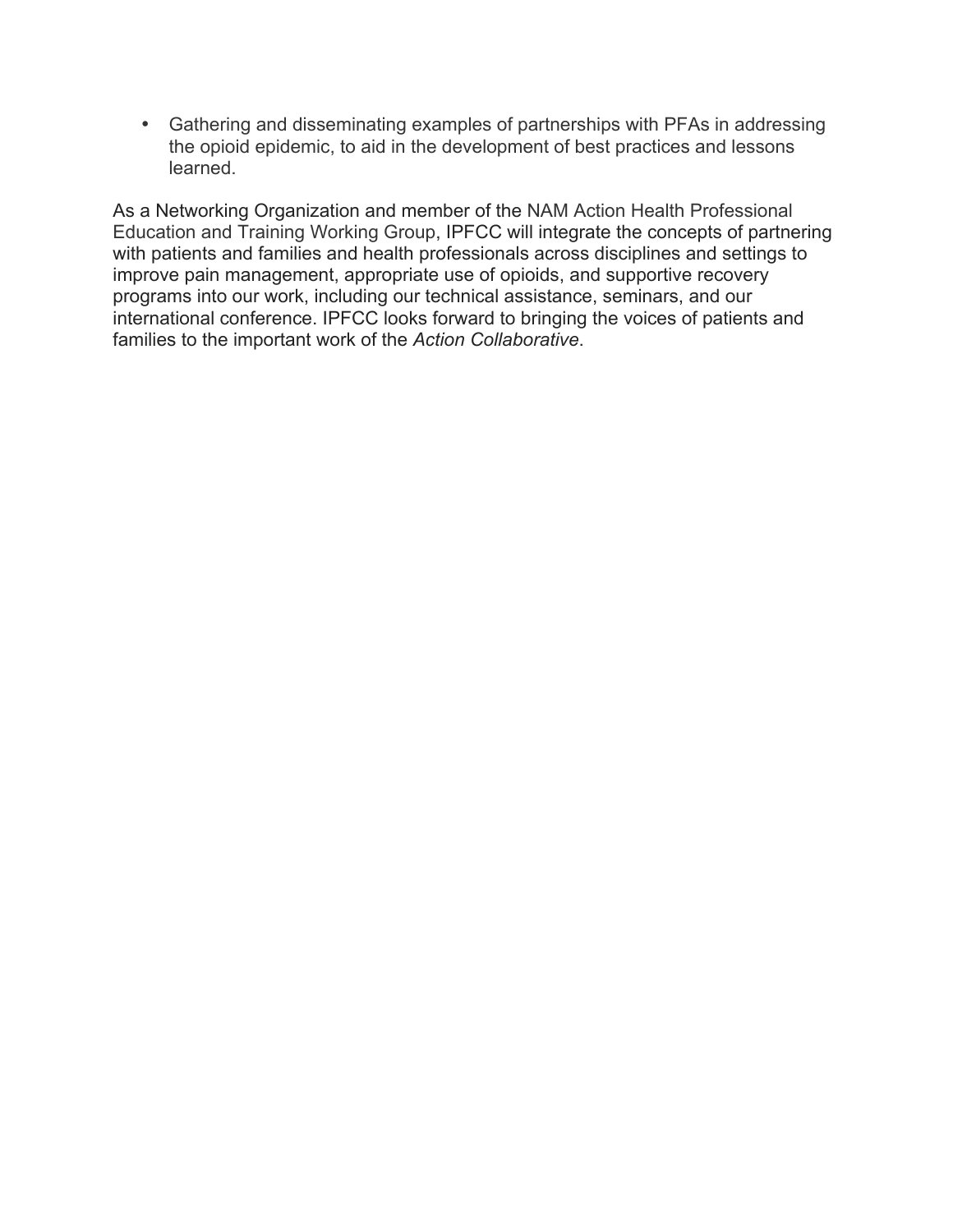- Gathering and disseminating examples of partnerships with PFAs in addressing the opioid epidemic, to aid in the development of best practices and lessons learned.

As a Networking Organization and member of the NAM Action Health Professional Education and Training Working Group, IPFCC will integrate the concepts of partnering with patients and families and health professionals across disciplines and settings to improve pain management, appropriate use of opioids, and supportive recovery programs into our work, including our technical assistance, seminars, and our international conference. IPFCC looks forward to bringing the voices of patients and families to the important work of the *Action Collaborative*.